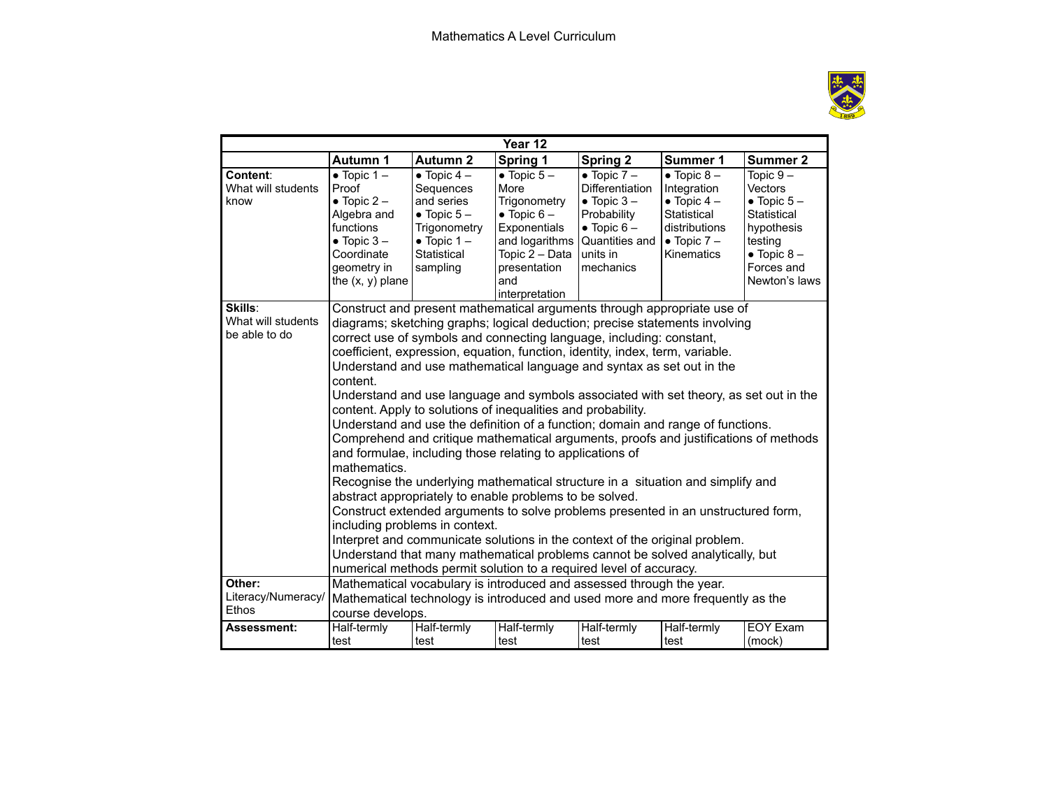# Mathematics A Level Curriculum

| Year 12 | | | | | | |
|---|---|---|---|---|---|---|
| | **Autumn 1** | **Autumn 2** | **Spring 1** | **Spring 2** | **Summer 1** | **Summer 2** |
| **Content**: What will students know | • Topic 1 – Proof<br>• Topic 2 – Algebra and functions<br>• Topic 3 – Coordinate geometry in the (x, y) plane | • Topic 4 – Sequences and series<br>• Topic 5 – Trigonometry<br>• Topic 1 – Statistical sampling | • Topic 5 – More Trigonometry<br>• Topic 6 – Exponentials and logarithms<br>Topic 2 – Data presentation and interpretation | • Topic 7 – Differentiation<br>• Topic 3 – Probability<br>• Topic 6 – Quantities and units in mechanics | • Topic 8 – Integration<br>• Topic 4 – Statistical distributions<br>• Topic 7 – Kinematics | Topic 9 – Vectors<br>• Topic 5 – Statistical hypothesis testing<br>• Topic 8 – Forces and Newton's laws |
| **Skills**: What will students be able to do | Construct and present mathematical arguments through appropriate use of diagrams; sketching graphs; logical deduction; precise statements involving correct use of symbols and connecting language, including: constant, coefficient, expression, equation, function, identity, index, term, variable.<br>Understand and use mathematical language and syntax as set out in the content.<br>Understand and use language and symbols associated with set theory, as set out in the content. Apply to solutions of inequalities and probability.<br>Understand and use the definition of a function; domain and range of functions.<br>Comprehend and critique mathematical arguments, proofs and justifications of methods and formulae, including those relating to applications of mathematics.<br>Recognise the underlying mathematical structure in a situation and simplify and abstract appropriately to enable problems to be solved.<br>Construct extended arguments to solve problems presented in an unstructured form, including problems in context.<br>Interpret and communicate solutions in the context of the original problem.<br>Understand that many mathematical problems cannot be solved analytically, but numerical methods permit solution to a required level of accuracy. | | | | | |
| **Other:** Literacy/Numeracy/ Ethos | Mathematical vocabulary is introduced and assessed through the year.<br>Mathematical technology is introduced and used more and more frequently as the course develops. | | | | | |
| **Assessment:** | Half-termly test | Half-termly test | Half-termly test | Half-termly test | Half-termly test | EOY Exam (mock) |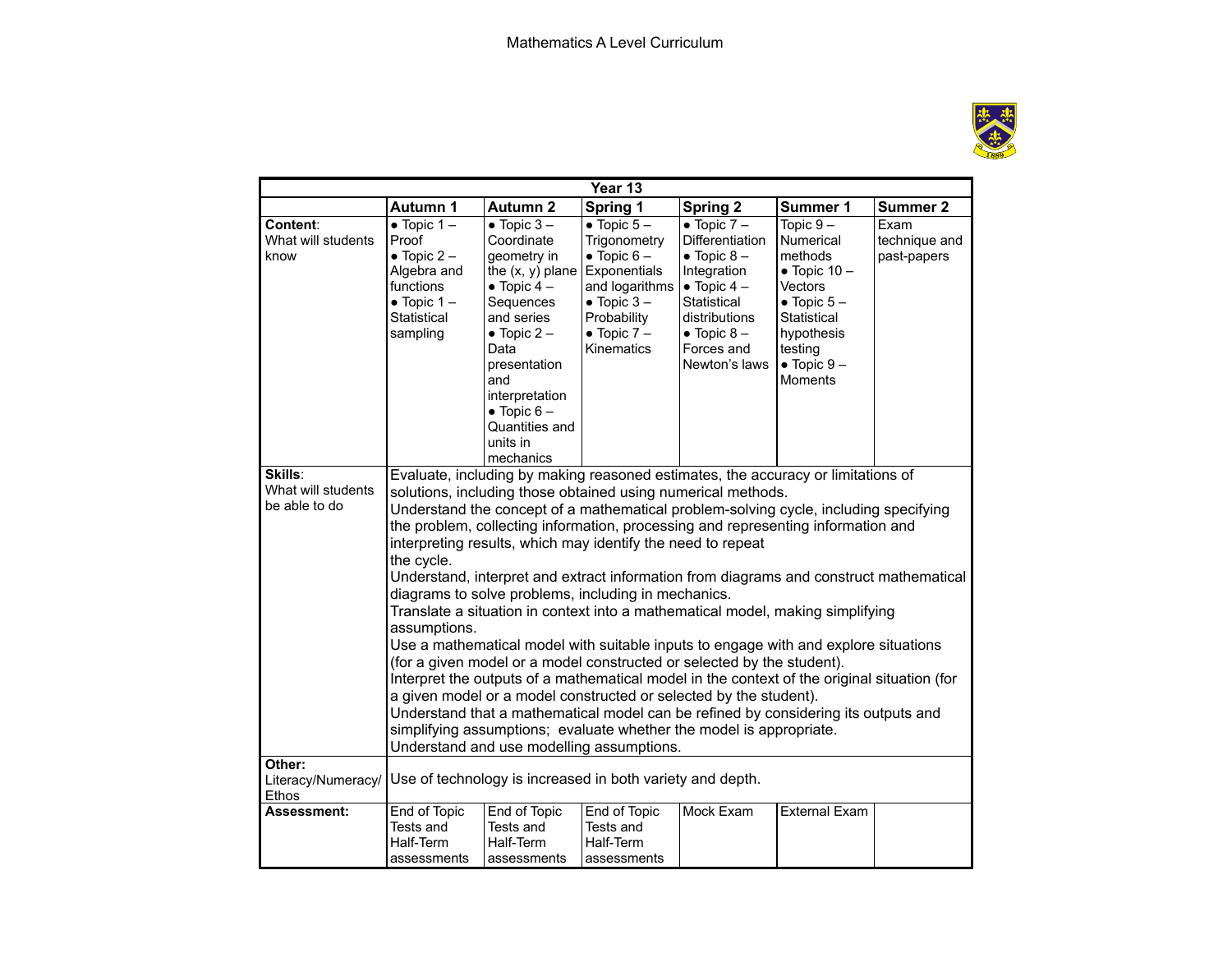Mathematics A Level Curriculum

| Year 13 | | | | | | |
|---|---|---|---|---|---|---|
| | **Autumn 1** | **Autumn 2** | **Spring 1** | **Spring 2** | **Summer 1** | **Summer 2** |
| **Content**: What will students know | • Topic 1 – Proof<br>• Topic 2 – Algebra and functions<br>• Topic 1 – Statistical sampling | • Topic 3 – Coordinate geometry in the (x, y) plane<br>• Topic 4 – Sequences and series<br>• Topic 2 – Data presentation and interpretation<br>• Topic 6 – Quantities and units in mechanics | • Topic 5 – Trigonometry<br>• Topic 6 – Exponentials and logarithms<br>• Topic 3 – Probability<br>• Topic 7 – Kinematics | • Topic 7 – Differentiation<br>• Topic 8 – Integration<br>• Topic 4 – Statistical distributions<br>• Topic 8 – Forces and Newton's laws | Topic 9 – Numerical methods<br>• Topic 10 – Vectors<br>• Topic 5 – Statistical hypothesis testing<br>• Topic 9 – Moments | Exam technique and past-papers |
| **Skills**: What will students be able to do | Evaluate, including by making reasoned estimates, the accuracy or limitations of solutions, including those obtained using numerical methods.<br>Understand the concept of a mathematical problem-solving cycle, including specifying the problem, collecting information, processing and representing information and interpreting results, which may identify the need to repeat the cycle.<br>Understand, interpret and extract information from diagrams and construct mathematical diagrams to solve problems, including in mechanics.<br>Translate a situation in context into a mathematical model, making simplifying assumptions.<br>Use a mathematical model with suitable inputs to engage with and explore situations (for a given model or a model constructed or selected by the student).<br>Interpret the outputs of a mathematical model in the context of the original situation (for a given model or a model constructed or selected by the student).<br>Understand that a mathematical model can be refined by considering its outputs and simplifying assumptions; evaluate whether the model is appropriate.<br>Understand and use modelling assumptions. | | | | | |
| **Other:** Literacy/Numeracy/ Ethos | Use of technology is increased in both variety and depth. | | | | | |
| **Assessment:** | End of Topic Tests and Half-Term assessments | End of Topic Tests and Half-Term assessments | End of Topic Tests and Half-Term assessments | Mock Exam | External Exam | |